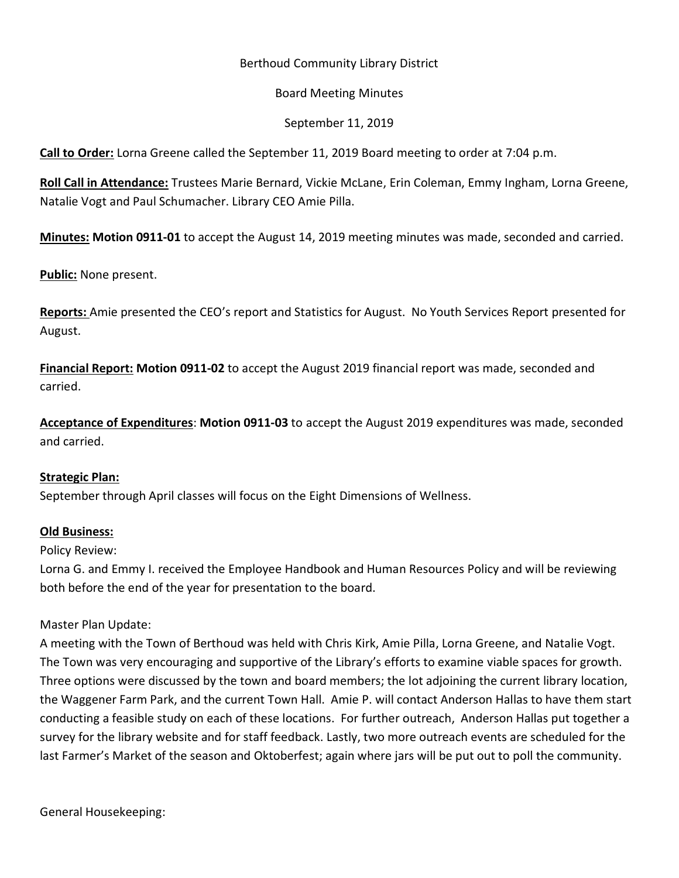Berthoud Community Library District

Board Meeting Minutes

September 11, 2019

**Call to Order:** Lorna Greene called the September 11, 2019 Board meeting to order at 7:04 p.m.

**Roll Call in Attendance:** Trustees Marie Bernard, Vickie McLane, Erin Coleman, Emmy Ingham, Lorna Greene, Natalie Vogt and Paul Schumacher. Library CEO Amie Pilla.

**Minutes: Motion 0911-01** to accept the August 14, 2019 meeting minutes was made, seconded and carried.

**Public:** None present.

**Reports:** Amie presented the CEO's report and Statistics for August. No Youth Services Report presented for August.

**Financial Report: Motion 0911-02** to accept the August 2019 financial report was made, seconded and carried.

**Acceptance of Expenditures**: **Motion 0911-03** to accept the August 2019 expenditures was made, seconded and carried.

**Strategic Plan:**

September through April classes will focus on the Eight Dimensions of Wellness.

**Old Business:**

Policy Review:

Lorna G. and Emmy I. received the Employee Handbook and Human Resources Policy and will be reviewing both before the end of the year for presentation to the board.

Master Plan Update:

A meeting with the Town of Berthoud was held with Chris Kirk, Amie Pilla, Lorna Greene, and Natalie Vogt. The Town was very encouraging and supportive of the Library's efforts to examine viable spaces for growth. Three options were discussed by the town and board members; the lot adjoining the current library location, the Waggener Farm Park, and the current Town Hall. Amie P. will contact Anderson Hallas to have them start conducting a feasible study on each of these locations. For further outreach, Anderson Hallas put together a survey for the library website and for staff feedback. Lastly, two more outreach events are scheduled for the last Farmer's Market of the season and Oktoberfest; again where jars will be put out to poll the community.

General Housekeeping: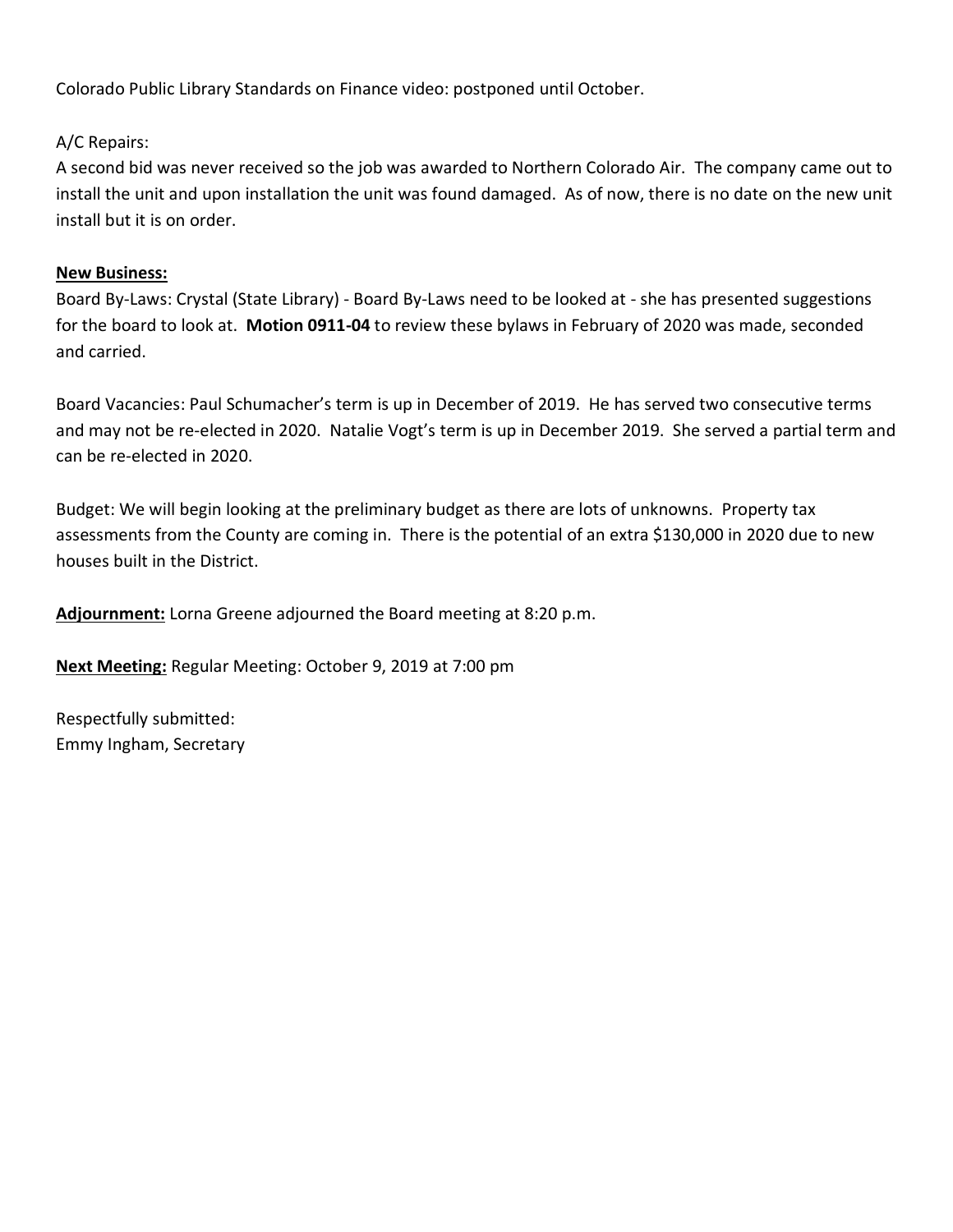Colorado Public Library Standards on Finance video: postponed until October.

A/C Repairs:
A second bid was never received so the job was awarded to Northern Colorado Air. The company came out to install the unit and upon installation the unit was found damaged. As of now, there is no date on the new unit install but it is on order.

**New Business:**
Board By-Laws: Crystal (State Library) - Board By-Laws need to be looked at - she has presented suggestions for the board to look at. **Motion 0911-04** to review these bylaws in February of 2020 was made, seconded and carried.

Board Vacancies: Paul Schumacher's term is up in December of 2019. He has served two consecutive terms and may not be re-elected in 2020. Natalie Vogt's term is up in December 2019. She served a partial term and can be re-elected in 2020.

Budget: We will begin looking at the preliminary budget as there are lots of unknowns. Property tax assessments from the County are coming in. There is the potential of an extra $130,000 in 2020 due to new houses built in the District.

**Adjournment:** Lorna Greene adjourned the Board meeting at 8:20 p.m.

**Next Meeting:** Regular Meeting: October 9, 2019 at 7:00 pm

Respectfully submitted:
Emmy Ingham, Secretary